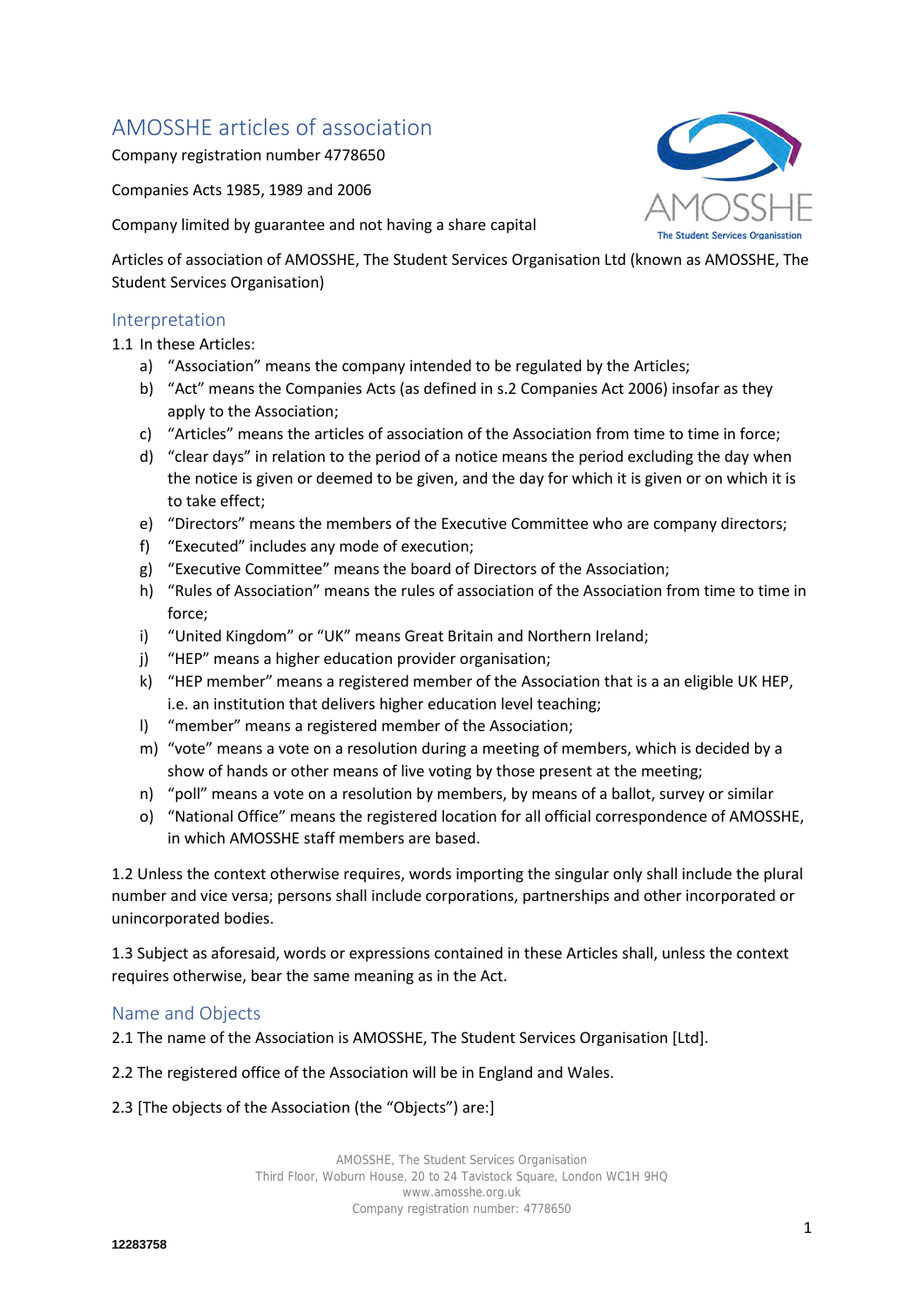# AMOSSHE articles of association

Company registration number 4778650

Companies Acts 1985, 1989 and 2006

Company limited by guarantee and not having a share capital

Articles of association of AMOSSHE, The Student Services Organisation Ltd (known as AMOSSHE, The Student Services Organisation)

## Interpretation

1.1 In these Articles:

a) "Association" means the company intended to be regulated by the Articles;
b) "Act" means the Companies Acts (as defined in s.2 Companies Act 2006) insofar as they apply to the Association;
c) "Articles" means the articles of association of the Association from time to time in force;
d) "clear days" in relation to the period of a notice means the period excluding the day when the notice is given or deemed to be given, and the day for which it is given or on which it is to take effect;
e) "Directors" means the members of the Executive Committee who are company directors;
f) "Executed" includes any mode of execution;
g) "Executive Committee" means the board of Directors of the Association;
h) "Rules of Association" means the rules of association of the Association from time to time in force;
i) "United Kingdom" or "UK" means Great Britain and Northern Ireland;
j) "HEP" means a higher education provider organisation;
k) "HEP member" means a registered member of the Association that is a an eligible UK HEP, i.e. an institution that delivers higher education level teaching;
l) "member" means a registered member of the Association;
m) "vote" means a vote on a resolution during a meeting of members, which is decided by a show of hands or other means of live voting by those present at the meeting;
n) "poll" means a vote on a resolution by members, by means of a ballot, survey or similar
o) "National Office" means the registered location for all official correspondence of AMOSSHE, in which AMOSSHE staff members are based.

1.2 Unless the context otherwise requires, words importing the singular only shall include the plural number and vice versa; persons shall include corporations, partnerships and other incorporated or unincorporated bodies.

1.3 Subject as aforesaid, words or expressions contained in these Articles shall, unless the context requires otherwise, bear the same meaning as in the Act.

## Name and Objects

2.1 The name of the Association is AMOSSHE, The Student Services Organisation [Ltd].

2.2 The registered office of the Association will be in England and Wales.

2.3 [The objects of the Association (the "Objects") are:]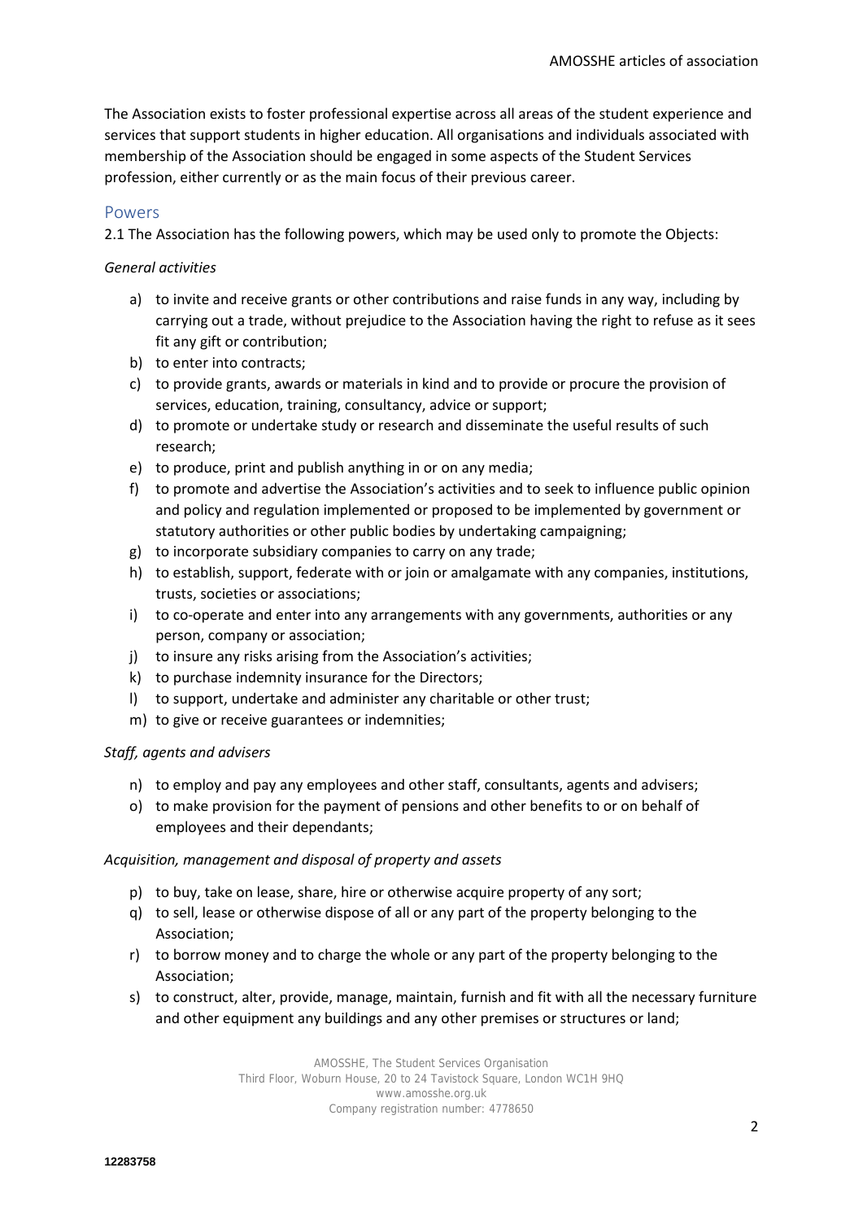The Association exists to foster professional expertise across all areas of the student experience and services that support students in higher education. All organisations and individuals associated with membership of the Association should be engaged in some aspects of the Student Services profession, either currently or as the main focus of their previous career.

## Powers

2.1 The Association has the following powers, which may be used only to promote the Objects:

*General activities*

a) to invite and receive grants or other contributions and raise funds in any way, including by carrying out a trade, without prejudice to the Association having the right to refuse as it sees fit any gift or contribution;
b) to enter into contracts;
c) to provide grants, awards or materials in kind and to provide or procure the provision of services, education, training, consultancy, advice or support;
d) to promote or undertake study or research and disseminate the useful results of such research;
e) to produce, print and publish anything in or on any media;
f) to promote and advertise the Association's activities and to seek to influence public opinion and policy and regulation implemented or proposed to be implemented by government or statutory authorities or other public bodies by undertaking campaigning;
g) to incorporate subsidiary companies to carry on any trade;
h) to establish, support, federate with or join or amalgamate with any companies, institutions, trusts, societies or associations;
i) to co-operate and enter into any arrangements with any governments, authorities or any person, company or association;
j) to insure any risks arising from the Association's activities;
k) to purchase indemnity insurance for the Directors;
l) to support, undertake and administer any charitable or other trust;
m) to give or receive guarantees or indemnities;

*Staff, agents and advisers*

n) to employ and pay any employees and other staff, consultants, agents and advisers;
o) to make provision for the payment of pensions and other benefits to or on behalf of employees and their dependants;

*Acquisition, management and disposal of property and assets*

p) to buy, take on lease, share, hire or otherwise acquire property of any sort;
q) to sell, lease or otherwise dispose of all or any part of the property belonging to the Association;
r) to borrow money and to charge the whole or any part of the property belonging to the Association;
s) to construct, alter, provide, manage, maintain, furnish and fit with all the necessary furniture and other equipment any buildings and any other premises or structures or land;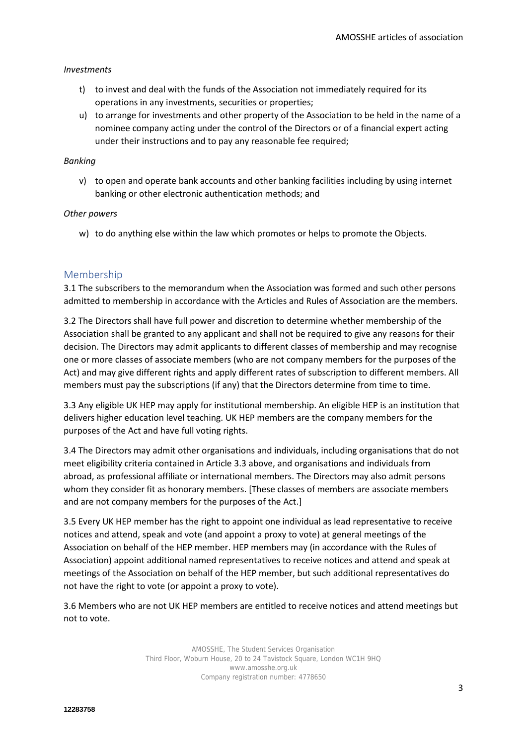*Investments*

t) to invest and deal with the funds of the Association not immediately required for its operations in any investments, securities or properties;

u) to arrange for investments and other property of the Association to be held in the name of a nominee company acting under the control of the Directors or of a financial expert acting under their instructions and to pay any reasonable fee required;

*Banking*

v) to open and operate bank accounts and other banking facilities including by using internet banking or other electronic authentication methods; and

*Other powers*

w) to do anything else within the law which promotes or helps to promote the Objects.

## Membership

3.1 The subscribers to the memorandum when the Association was formed and such other persons admitted to membership in accordance with the Articles and Rules of Association are the members.

3.2 The Directors shall have full power and discretion to determine whether membership of the Association shall be granted to any applicant and shall not be required to give any reasons for their decision. The Directors may admit applicants to different classes of membership and may recognise one or more classes of associate members (who are not company members for the purposes of the Act) and may give different rights and apply different rates of subscription to different members. All members must pay the subscriptions (if any) that the Directors determine from time to time.

3.3 Any eligible UK HEP may apply for institutional membership. An eligible HEP is an institution that delivers higher education level teaching. UK HEP members are the company members for the purposes of the Act and have full voting rights.

3.4 The Directors may admit other organisations and individuals, including organisations that do not meet eligibility criteria contained in Article 3.3 above, and organisations and individuals from abroad, as professional affiliate or international members. The Directors may also admit persons whom they consider fit as honorary members. [These classes of members are associate members and are not company members for the purposes of the Act.]

3.5 Every UK HEP member has the right to appoint one individual as lead representative to receive notices and attend, speak and vote (and appoint a proxy to vote) at general meetings of the Association on behalf of the HEP member. HEP members may (in accordance with the Rules of Association) appoint additional named representatives to receive notices and attend and speak at meetings of the Association on behalf of the HEP member, but such additional representatives do not have the right to vote (or appoint a proxy to vote).

3.6 Members who are not UK HEP members are entitled to receive notices and attend meetings but not to vote.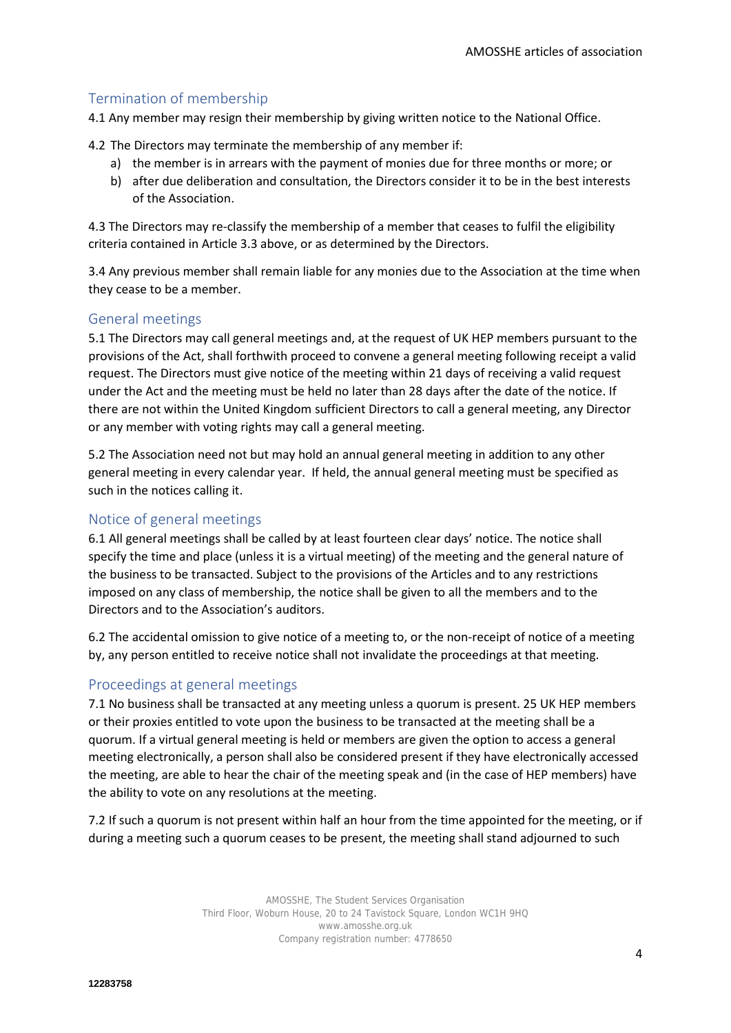## Termination of membership

4.1 Any member may resign their membership by giving written notice to the National Office.

4.2 The Directors may terminate the membership of any member if:

a) the member is in arrears with the payment of monies due for three months or more; or
b) after due deliberation and consultation, the Directors consider it to be in the best interests of the Association.

4.3 The Directors may re-classify the membership of a member that ceases to fulfil the eligibility criteria contained in Article 3.3 above, or as determined by the Directors.

3.4 Any previous member shall remain liable for any monies due to the Association at the time when they cease to be a member.

## General meetings

5.1 The Directors may call general meetings and, at the request of UK HEP members pursuant to the provisions of the Act, shall forthwith proceed to convene a general meeting following receipt a valid request. The Directors must give notice of the meeting within 21 days of receiving a valid request under the Act and the meeting must be held no later than 28 days after the date of the notice. If there are not within the United Kingdom sufficient Directors to call a general meeting, any Director or any member with voting rights may call a general meeting.

5.2 The Association need not but may hold an annual general meeting in addition to any other general meeting in every calendar year. If held, the annual general meeting must be specified as such in the notices calling it.

## Notice of general meetings

6.1 All general meetings shall be called by at least fourteen clear days' notice. The notice shall specify the time and place (unless it is a virtual meeting) of the meeting and the general nature of the business to be transacted. Subject to the provisions of the Articles and to any restrictions imposed on any class of membership, the notice shall be given to all the members and to the Directors and to the Association's auditors.

6.2 The accidental omission to give notice of a meeting to, or the non-receipt of notice of a meeting by, any person entitled to receive notice shall not invalidate the proceedings at that meeting.

## Proceedings at general meetings

7.1 No business shall be transacted at any meeting unless a quorum is present. 25 UK HEP members or their proxies entitled to vote upon the business to be transacted at the meeting shall be a quorum. If a virtual general meeting is held or members are given the option to access a general meeting electronically, a person shall also be considered present if they have electronically accessed the meeting, are able to hear the chair of the meeting speak and (in the case of HEP members) have the ability to vote on any resolutions at the meeting.

7.2 If such a quorum is not present within half an hour from the time appointed for the meeting, or if during a meeting such a quorum ceases to be present, the meeting shall stand adjourned to such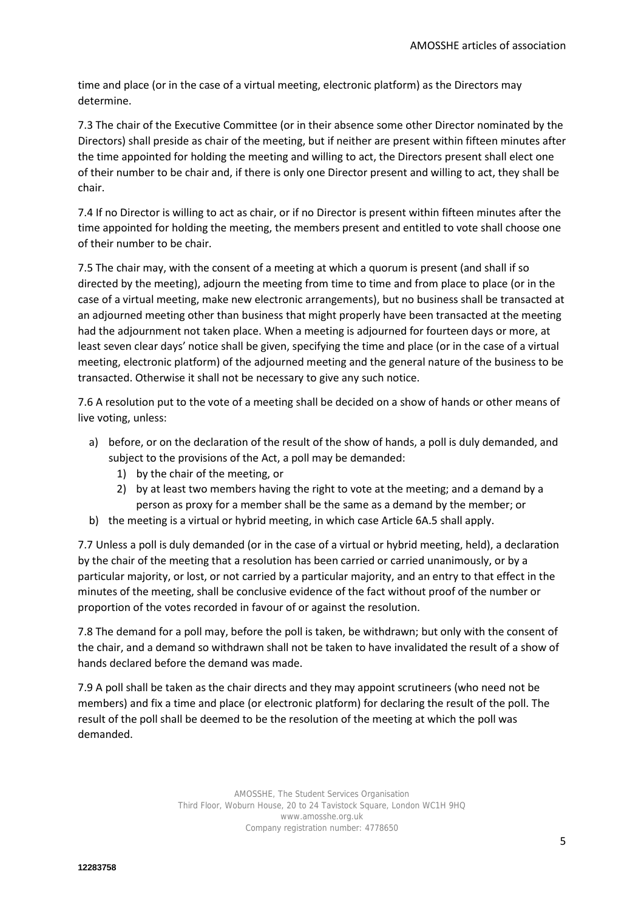time and place (or in the case of a virtual meeting, electronic platform) as the Directors may determine.

7.3 The chair of the Executive Committee (or in their absence some other Director nominated by the Directors) shall preside as chair of the meeting, but if neither are present within fifteen minutes after the time appointed for holding the meeting and willing to act, the Directors present shall elect one of their number to be chair and, if there is only one Director present and willing to act, they shall be chair.

7.4 If no Director is willing to act as chair, or if no Director is present within fifteen minutes after the time appointed for holding the meeting, the members present and entitled to vote shall choose one of their number to be chair.

7.5 The chair may, with the consent of a meeting at which a quorum is present (and shall if so directed by the meeting), adjourn the meeting from time to time and from place to place (or in the case of a virtual meeting, make new electronic arrangements), but no business shall be transacted at an adjourned meeting other than business that might properly have been transacted at the meeting had the adjournment not taken place. When a meeting is adjourned for fourteen days or more, at least seven clear days' notice shall be given, specifying the time and place (or in the case of a virtual meeting, electronic platform) of the adjourned meeting and the general nature of the business to be transacted. Otherwise it shall not be necessary to give any such notice.

7.6 A resolution put to the vote of a meeting shall be decided on a show of hands or other means of live voting, unless:

a) before, or on the declaration of the result of the show of hands, a poll is duly demanded, and subject to the provisions of the Act, a poll may be demanded:
   1) by the chair of the meeting, or
   2) by at least two members having the right to vote at the meeting; and a demand by a person as proxy for a member shall be the same as a demand by the member; or
b) the meeting is a virtual or hybrid meeting, in which case Article 6A.5 shall apply.

7.7 Unless a poll is duly demanded (or in the case of a virtual or hybrid meeting, held), a declaration by the chair of the meeting that a resolution has been carried or carried unanimously, or by a particular majority, or lost, or not carried by a particular majority, and an entry to that effect in the minutes of the meeting, shall be conclusive evidence of the fact without proof of the number or proportion of the votes recorded in favour of or against the resolution.

7.8 The demand for a poll may, before the poll is taken, be withdrawn; but only with the consent of the chair, and a demand so withdrawn shall not be taken to have invalidated the result of a show of hands declared before the demand was made.

7.9 A poll shall be taken as the chair directs and they may appoint scrutineers (who need not be members) and fix a time and place (or electronic platform) for declaring the result of the poll. The result of the poll shall be deemed to be the resolution of the meeting at which the poll was demanded.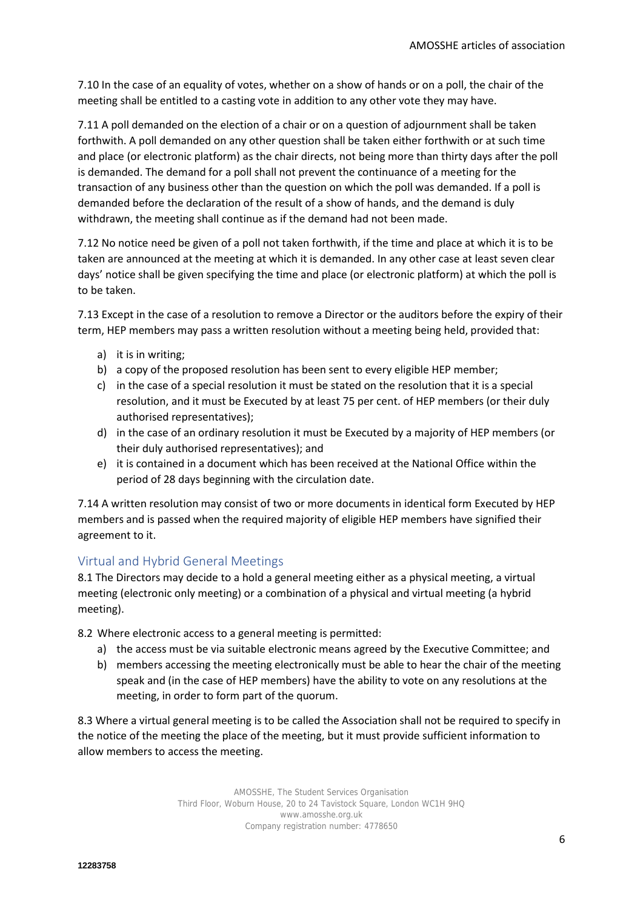7.10 In the case of an equality of votes, whether on a show of hands or on a poll, the chair of the meeting shall be entitled to a casting vote in addition to any other vote they may have.

7.11 A poll demanded on the election of a chair or on a question of adjournment shall be taken forthwith. A poll demanded on any other question shall be taken either forthwith or at such time and place (or electronic platform) as the chair directs, not being more than thirty days after the poll is demanded. The demand for a poll shall not prevent the continuance of a meeting for the transaction of any business other than the question on which the poll was demanded. If a poll is demanded before the declaration of the result of a show of hands, and the demand is duly withdrawn, the meeting shall continue as if the demand had not been made.

7.12 No notice need be given of a poll not taken forthwith, if the time and place at which it is to be taken are announced at the meeting at which it is demanded. In any other case at least seven clear days' notice shall be given specifying the time and place (or electronic platform) at which the poll is to be taken.

7.13 Except in the case of a resolution to remove a Director or the auditors before the expiry of their term, HEP members may pass a written resolution without a meeting being held, provided that:

a) it is in writing;
b) a copy of the proposed resolution has been sent to every eligible HEP member;
c) in the case of a special resolution it must be stated on the resolution that it is a special resolution, and it must be Executed by at least 75 per cent. of HEP members (or their duly authorised representatives);
d) in the case of an ordinary resolution it must be Executed by a majority of HEP members (or their duly authorised representatives); and
e) it is contained in a document which has been received at the National Office within the period of 28 days beginning with the circulation date.

7.14 A written resolution may consist of two or more documents in identical form Executed by HEP members and is passed when the required majority of eligible HEP members have signified their agreement to it.

## Virtual and Hybrid General Meetings

8.1 The Directors may decide to a hold a general meeting either as a physical meeting, a virtual meeting (electronic only meeting) or a combination of a physical and virtual meeting (a hybrid meeting).

8.2 Where electronic access to a general meeting is permitted:

a) the access must be via suitable electronic means agreed by the Executive Committee; and
b) members accessing the meeting electronically must be able to hear the chair of the meeting speak and (in the case of HEP members) have the ability to vote on any resolutions at the meeting, in order to form part of the quorum.

8.3 Where a virtual general meeting is to be called the Association shall not be required to specify in the notice of the meeting the place of the meeting, but it must provide sufficient information to allow members to access the meeting.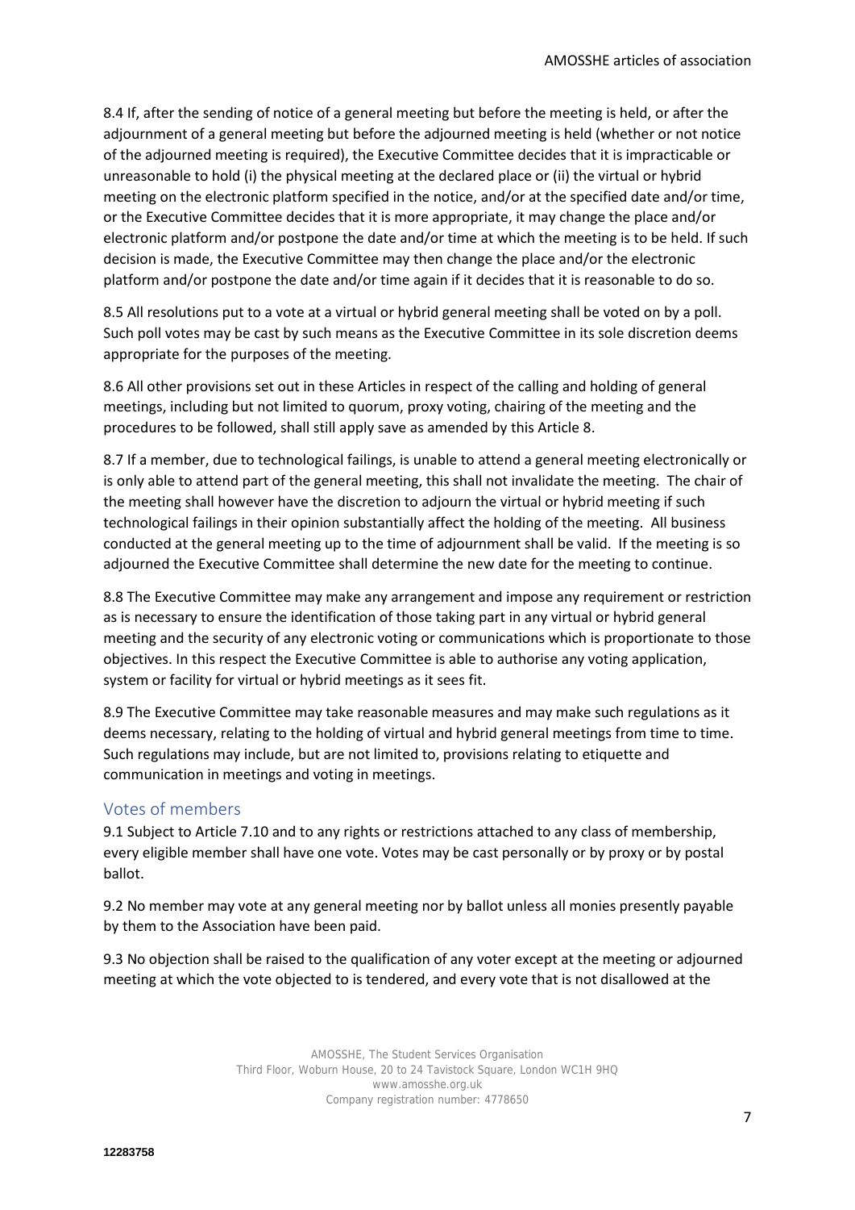8.4 If, after the sending of notice of a general meeting but before the meeting is held, or after the adjournment of a general meeting but before the adjourned meeting is held (whether or not notice of the adjourned meeting is required), the Executive Committee decides that it is impracticable or unreasonable to hold (i) the physical meeting at the declared place or (ii) the virtual or hybrid meeting on the electronic platform specified in the notice, and/or at the specified date and/or time, or the Executive Committee decides that it is more appropriate, it may change the place and/or electronic platform and/or postpone the date and/or time at which the meeting is to be held. If such decision is made, the Executive Committee may then change the place and/or the electronic platform and/or postpone the date and/or time again if it decides that it is reasonable to do so.

8.5 All resolutions put to a vote at a virtual or hybrid general meeting shall be voted on by a poll. Such poll votes may be cast by such means as the Executive Committee in its sole discretion deems appropriate for the purposes of the meeting.

8.6 All other provisions set out in these Articles in respect of the calling and holding of general meetings, including but not limited to quorum, proxy voting, chairing of the meeting and the procedures to be followed, shall still apply save as amended by this Article 8.

8.7 If a member, due to technological failings, is unable to attend a general meeting electronically or is only able to attend part of the general meeting, this shall not invalidate the meeting. The chair of the meeting shall however have the discretion to adjourn the virtual or hybrid meeting if such technological failings in their opinion substantially affect the holding of the meeting. All business conducted at the general meeting up to the time of adjournment shall be valid. If the meeting is so adjourned the Executive Committee shall determine the new date for the meeting to continue.

8.8 The Executive Committee may make any arrangement and impose any requirement or restriction as is necessary to ensure the identification of those taking part in any virtual or hybrid general meeting and the security of any electronic voting or communications which is proportionate to those objectives. In this respect the Executive Committee is able to authorise any voting application, system or facility for virtual or hybrid meetings as it sees fit.

8.9 The Executive Committee may take reasonable measures and may make such regulations as it deems necessary, relating to the holding of virtual and hybrid general meetings from time to time. Such regulations may include, but are not limited to, provisions relating to etiquette and communication in meetings and voting in meetings.

## Votes of members

9.1 Subject to Article 7.10 and to any rights or restrictions attached to any class of membership, every eligible member shall have one vote. Votes may be cast personally or by proxy or by postal ballot.

9.2 No member may vote at any general meeting nor by ballot unless all monies presently payable by them to the Association have been paid.

9.3 No objection shall be raised to the qualification of any voter except at the meeting or adjourned meeting at which the vote objected to is tendered, and every vote that is not disallowed at the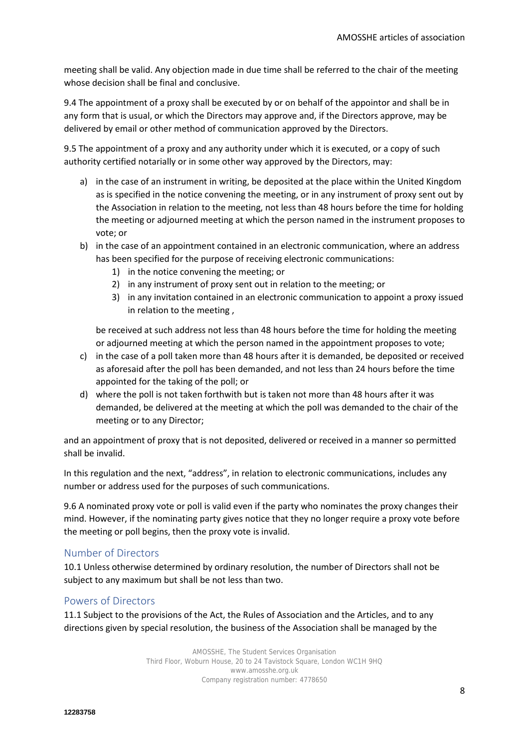meeting shall be valid. Any objection made in due time shall be referred to the chair of the meeting whose decision shall be final and conclusive.

9.4 The appointment of a proxy shall be executed by or on behalf of the appointor and shall be in any form that is usual, or which the Directors may approve and, if the Directors approve, may be delivered by email or other method of communication approved by the Directors.

9.5 The appointment of a proxy and any authority under which it is executed, or a copy of such authority certified notarially or in some other way approved by the Directors, may:

a) in the case of an instrument in writing, be deposited at the place within the United Kingdom as is specified in the notice convening the meeting, or in any instrument of proxy sent out by the Association in relation to the meeting, not less than 48 hours before the time for holding the meeting or adjourned meeting at which the person named in the instrument proposes to vote; or
b) in the case of an appointment contained in an electronic communication, where an address has been specified for the purpose of receiving electronic communications:
    1) in the notice convening the meeting; or
    2) in any instrument of proxy sent out in relation to the meeting; or
    3) in any invitation contained in an electronic communication to appoint a proxy issued in relation to the meeting ,

   be received at such address not less than 48 hours before the time for holding the meeting or adjourned meeting at which the person named in the appointment proposes to vote;
c) in the case of a poll taken more than 48 hours after it is demanded, be deposited or received as aforesaid after the poll has been demanded, and not less than 24 hours before the time appointed for the taking of the poll; or
d) where the poll is not taken forthwith but is taken not more than 48 hours after it was demanded, be delivered at the meeting at which the poll was demanded to the chair of the meeting or to any Director;

and an appointment of proxy that is not deposited, delivered or received in a manner so permitted shall be invalid.

In this regulation and the next, "address", in relation to electronic communications, includes any number or address used for the purposes of such communications.

9.6 A nominated proxy vote or poll is valid even if the party who nominates the proxy changes their mind. However, if the nominating party gives notice that they no longer require a proxy vote before the meeting or poll begins, then the proxy vote is invalid.

## Number of Directors

10.1 Unless otherwise determined by ordinary resolution, the number of Directors shall not be subject to any maximum but shall be not less than two.

## Powers of Directors

11.1 Subject to the provisions of the Act, the Rules of Association and the Articles, and to any directions given by special resolution, the business of the Association shall be managed by the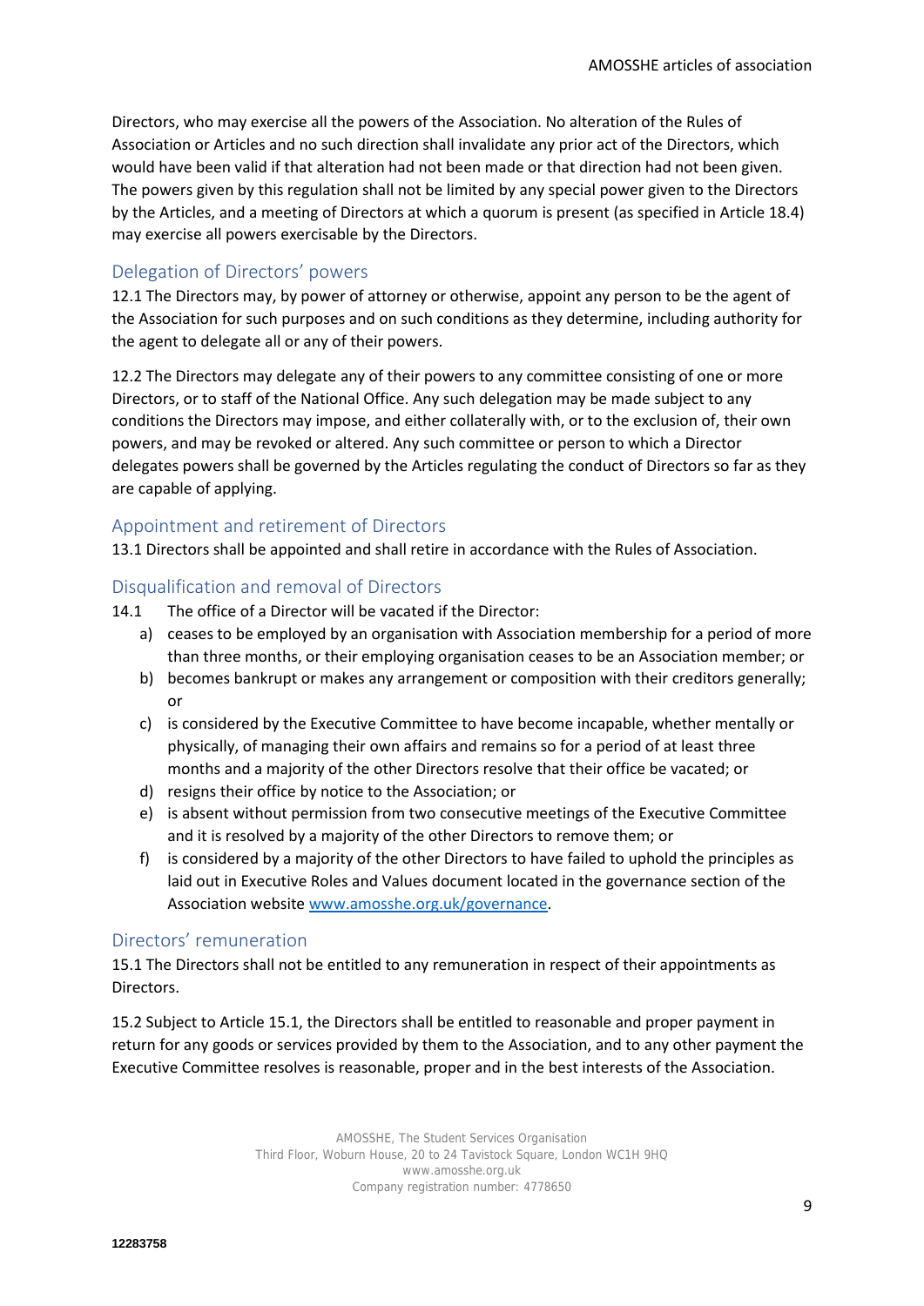Directors, who may exercise all the powers of the Association. No alteration of the Rules of Association or Articles and no such direction shall invalidate any prior act of the Directors, which would have been valid if that alteration had not been made or that direction had not been given. The powers given by this regulation shall not be limited by any special power given to the Directors by the Articles, and a meeting of Directors at which a quorum is present (as specified in Article 18.4) may exercise all powers exercisable by the Directors.

## Delegation of Directors' powers

12.1 The Directors may, by power of attorney or otherwise, appoint any person to be the agent of the Association for such purposes and on such conditions as they determine, including authority for the agent to delegate all or any of their powers.

12.2 The Directors may delegate any of their powers to any committee consisting of one or more Directors, or to staff of the National Office. Any such delegation may be made subject to any conditions the Directors may impose, and either collaterally with, or to the exclusion of, their own powers, and may be revoked or altered. Any such committee or person to which a Director delegates powers shall be governed by the Articles regulating the conduct of Directors so far as they are capable of applying.

## Appointment and retirement of Directors

13.1 Directors shall be appointed and shall retire in accordance with the Rules of Association.

## Disqualification and removal of Directors

14.1 The office of a Director will be vacated if the Director:

a) ceases to be employed by an organisation with Association membership for a period of more than three months, or their employing organisation ceases to be an Association member; or
b) becomes bankrupt or makes any arrangement or composition with their creditors generally; or
c) is considered by the Executive Committee to have become incapable, whether mentally or physically, of managing their own affairs and remains so for a period of at least three months and a majority of the other Directors resolve that their office be vacated; or
d) resigns their office by notice to the Association; or
e) is absent without permission from two consecutive meetings of the Executive Committee and it is resolved by a majority of the other Directors to remove them; or
f) is considered by a majority of the other Directors to have failed to uphold the principles as laid out in Executive Roles and Values document located in the governance section of the Association website [www.amosshe.org.uk/governance](http://www.amosshe.org.uk/governance).

## Directors' remuneration

15.1 The Directors shall not be entitled to any remuneration in respect of their appointments as Directors.

15.2 Subject to Article 15.1, the Directors shall be entitled to reasonable and proper payment in return for any goods or services provided by them to the Association, and to any other payment the Executive Committee resolves is reasonable, proper and in the best interests of the Association.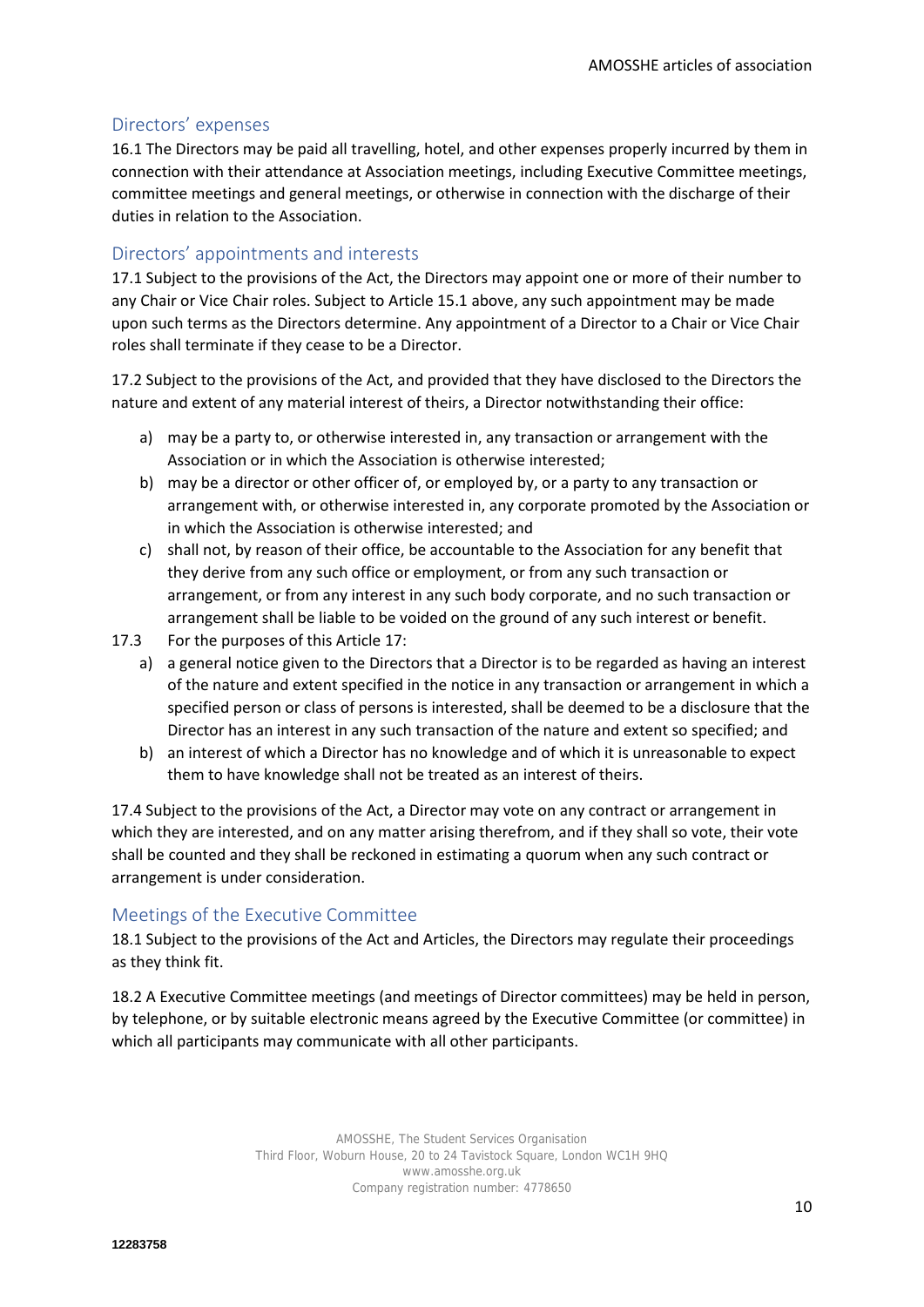## Directors' expenses

16.1 The Directors may be paid all travelling, hotel, and other expenses properly incurred by them in connection with their attendance at Association meetings, including Executive Committee meetings, committee meetings and general meetings, or otherwise in connection with the discharge of their duties in relation to the Association.

## Directors' appointments and interests

17.1 Subject to the provisions of the Act, the Directors may appoint one or more of their number to any Chair or Vice Chair roles. Subject to Article 15.1 above, any such appointment may be made upon such terms as the Directors determine. Any appointment of a Director to a Chair or Vice Chair roles shall terminate if they cease to be a Director.

17.2 Subject to the provisions of the Act, and provided that they have disclosed to the Directors the nature and extent of any material interest of theirs, a Director notwithstanding their office:

a) may be a party to, or otherwise interested in, any transaction or arrangement with the Association or in which the Association is otherwise interested;
b) may be a director or other officer of, or employed by, or a party to any transaction or arrangement with, or otherwise interested in, any corporate promoted by the Association or in which the Association is otherwise interested; and
c) shall not, by reason of their office, be accountable to the Association for any benefit that they derive from any such office or employment, or from any such transaction or arrangement, or from any interest in any such body corporate, and no such transaction or arrangement shall be liable to be voided on the ground of any such interest or benefit.

17.3 For the purposes of this Article 17:

a) a general notice given to the Directors that a Director is to be regarded as having an interest of the nature and extent specified in the notice in any transaction or arrangement in which a specified person or class of persons is interested, shall be deemed to be a disclosure that the Director has an interest in any such transaction of the nature and extent so specified; and
b) an interest of which a Director has no knowledge and of which it is unreasonable to expect them to have knowledge shall not be treated as an interest of theirs.

17.4 Subject to the provisions of the Act, a Director may vote on any contract or arrangement in which they are interested, and on any matter arising therefrom, and if they shall so vote, their vote shall be counted and they shall be reckoned in estimating a quorum when any such contract or arrangement is under consideration.

## Meetings of the Executive Committee

18.1 Subject to the provisions of the Act and Articles, the Directors may regulate their proceedings as they think fit.

18.2 A Executive Committee meetings (and meetings of Director committees) may be held in person, by telephone, or by suitable electronic means agreed by the Executive Committee (or committee) in which all participants may communicate with all other participants.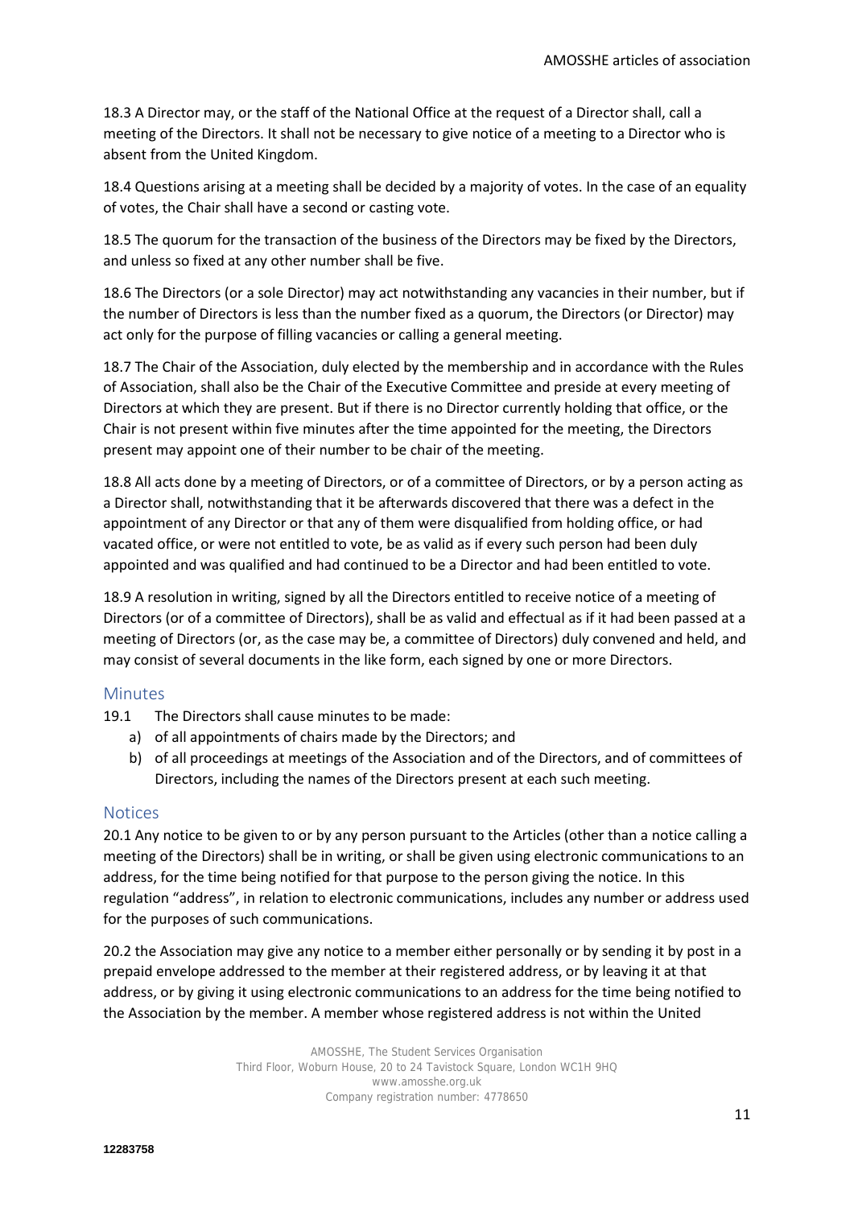18.3 A Director may, or the staff of the National Office at the request of a Director shall, call a meeting of the Directors. It shall not be necessary to give notice of a meeting to a Director who is absent from the United Kingdom.

18.4 Questions arising at a meeting shall be decided by a majority of votes. In the case of an equality of votes, the Chair shall have a second or casting vote.

18.5 The quorum for the transaction of the business of the Directors may be fixed by the Directors, and unless so fixed at any other number shall be five.

18.6 The Directors (or a sole Director) may act notwithstanding any vacancies in their number, but if the number of Directors is less than the number fixed as a quorum, the Directors (or Director) may act only for the purpose of filling vacancies or calling a general meeting.

18.7 The Chair of the Association, duly elected by the membership and in accordance with the Rules of Association, shall also be the Chair of the Executive Committee and preside at every meeting of Directors at which they are present. But if there is no Director currently holding that office, or the Chair is not present within five minutes after the time appointed for the meeting, the Directors present may appoint one of their number to be chair of the meeting.

18.8 All acts done by a meeting of Directors, or of a committee of Directors, or by a person acting as a Director shall, notwithstanding that it be afterwards discovered that there was a defect in the appointment of any Director or that any of them were disqualified from holding office, or had vacated office, or were not entitled to vote, be as valid as if every such person had been duly appointed and was qualified and had continued to be a Director and had been entitled to vote.

18.9 A resolution in writing, signed by all the Directors entitled to receive notice of a meeting of Directors (or of a committee of Directors), shall be as valid and effectual as if it had been passed at a meeting of Directors (or, as the case may be, a committee of Directors) duly convened and held, and may consist of several documents in the like form, each signed by one or more Directors.

## Minutes

19.1 The Directors shall cause minutes to be made:

a) of all appointments of chairs made by the Directors; and
b) of all proceedings at meetings of the Association and of the Directors, and of committees of Directors, including the names of the Directors present at each such meeting.

## Notices

20.1 Any notice to be given to or by any person pursuant to the Articles (other than a notice calling a meeting of the Directors) shall be in writing, or shall be given using electronic communications to an address, for the time being notified for that purpose to the person giving the notice. In this regulation "address", in relation to electronic communications, includes any number or address used for the purposes of such communications.

20.2 the Association may give any notice to a member either personally or by sending it by post in a prepaid envelope addressed to the member at their registered address, or by leaving it at that address, or by giving it using electronic communications to an address for the time being notified to the Association by the member. A member whose registered address is not within the United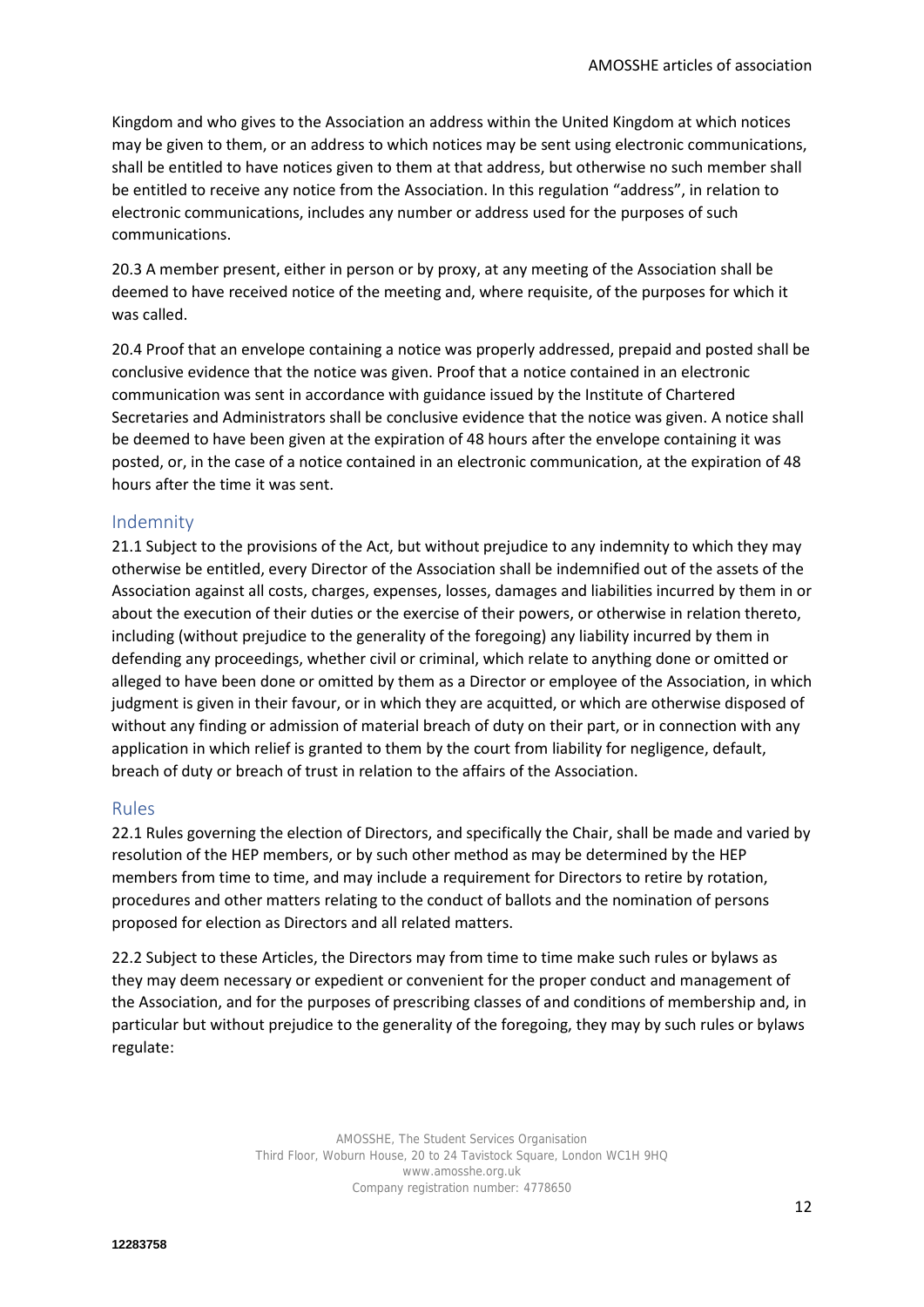Kingdom and who gives to the Association an address within the United Kingdom at which notices may be given to them, or an address to which notices may be sent using electronic communications, shall be entitled to have notices given to them at that address, but otherwise no such member shall be entitled to receive any notice from the Association. In this regulation "address", in relation to electronic communications, includes any number or address used for the purposes of such communications.

20.3 A member present, either in person or by proxy, at any meeting of the Association shall be deemed to have received notice of the meeting and, where requisite, of the purposes for which it was called.

20.4 Proof that an envelope containing a notice was properly addressed, prepaid and posted shall be conclusive evidence that the notice was given. Proof that a notice contained in an electronic communication was sent in accordance with guidance issued by the Institute of Chartered Secretaries and Administrators shall be conclusive evidence that the notice was given. A notice shall be deemed to have been given at the expiration of 48 hours after the envelope containing it was posted, or, in the case of a notice contained in an electronic communication, at the expiration of 48 hours after the time it was sent.

## Indemnity

21.1 Subject to the provisions of the Act, but without prejudice to any indemnity to which they may otherwise be entitled, every Director of the Association shall be indemnified out of the assets of the Association against all costs, charges, expenses, losses, damages and liabilities incurred by them in or about the execution of their duties or the exercise of their powers, or otherwise in relation thereto, including (without prejudice to the generality of the foregoing) any liability incurred by them in defending any proceedings, whether civil or criminal, which relate to anything done or omitted or alleged to have been done or omitted by them as a Director or employee of the Association, in which judgment is given in their favour, or in which they are acquitted, or which are otherwise disposed of without any finding or admission of material breach of duty on their part, or in connection with any application in which relief is granted to them by the court from liability for negligence, default, breach of duty or breach of trust in relation to the affairs of the Association.

## Rules

22.1 Rules governing the election of Directors, and specifically the Chair, shall be made and varied by resolution of the HEP members, or by such other method as may be determined by the HEP members from time to time, and may include a requirement for Directors to retire by rotation, procedures and other matters relating to the conduct of ballots and the nomination of persons proposed for election as Directors and all related matters.

22.2 Subject to these Articles, the Directors may from time to time make such rules or bylaws as they may deem necessary or expedient or convenient for the proper conduct and management of the Association, and for the purposes of prescribing classes of and conditions of membership and, in particular but without prejudice to the generality of the foregoing, they may by such rules or bylaws regulate: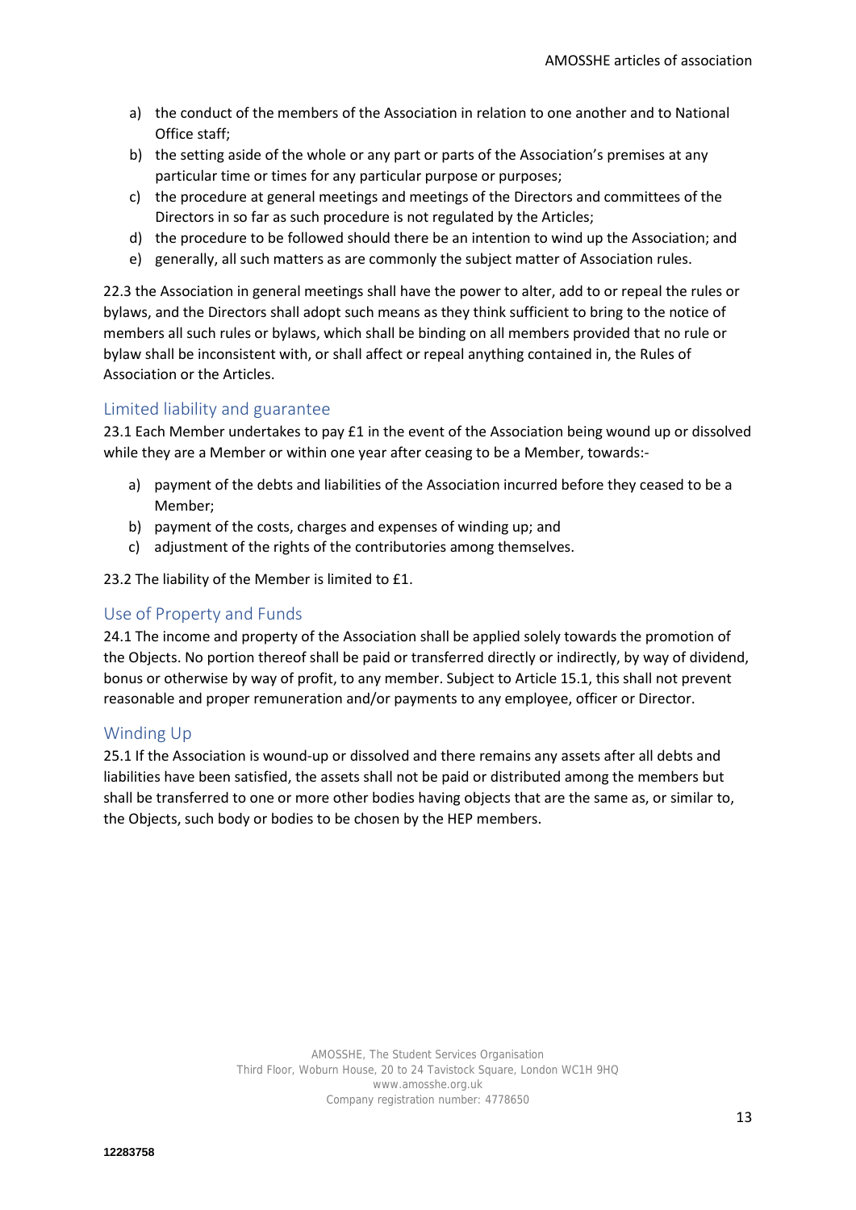a) the conduct of the members of the Association in relation to one another and to National Office staff;
b) the setting aside of the whole or any part or parts of the Association's premises at any particular time or times for any particular purpose or purposes;
c) the procedure at general meetings and meetings of the Directors and committees of the Directors in so far as such procedure is not regulated by the Articles;
d) the procedure to be followed should there be an intention to wind up the Association; and
e) generally, all such matters as are commonly the subject matter of Association rules.

22.3 the Association in general meetings shall have the power to alter, add to or repeal the rules or bylaws, and the Directors shall adopt such means as they think sufficient to bring to the notice of members all such rules or bylaws, which shall be binding on all members provided that no rule or bylaw shall be inconsistent with, or shall affect or repeal anything contained in, the Rules of Association or the Articles.

## Limited liability and guarantee

23.1 Each Member undertakes to pay £1 in the event of the Association being wound up or dissolved while they are a Member or within one year after ceasing to be a Member, towards:-

a) payment of the debts and liabilities of the Association incurred before they ceased to be a Member;
b) payment of the costs, charges and expenses of winding up; and
c) adjustment of the rights of the contributories among themselves.

23.2 The liability of the Member is limited to £1.

## Use of Property and Funds

24.1 The income and property of the Association shall be applied solely towards the promotion of the Objects. No portion thereof shall be paid or transferred directly or indirectly, by way of dividend, bonus or otherwise by way of profit, to any member. Subject to Article 15.1, this shall not prevent reasonable and proper remuneration and/or payments to any employee, officer or Director.

## Winding Up

25.1 If the Association is wound-up or dissolved and there remains any assets after all debts and liabilities have been satisfied, the assets shall not be paid or distributed among the members but shall be transferred to one or more other bodies having objects that are the same as, or similar to, the Objects, such body or bodies to be chosen by the HEP members.